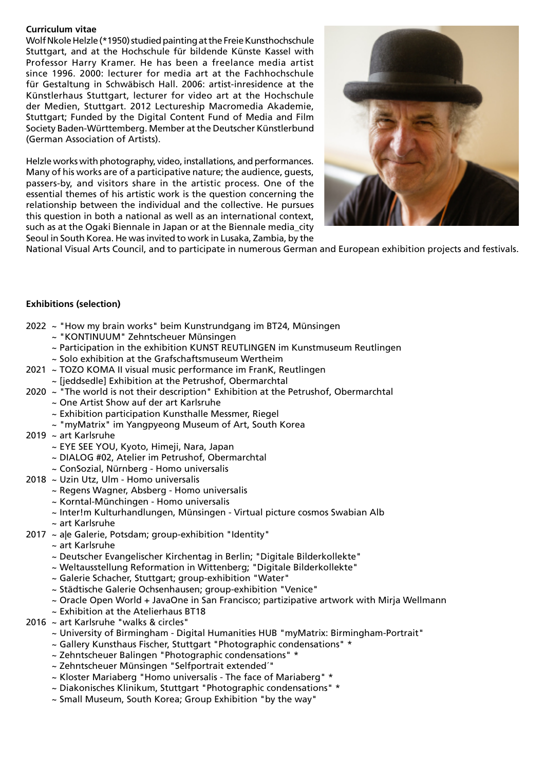**Curriculum vitae**

Wolf Nkole Helzle (*1950) studied painting at the Freie Kunsthochschule Stuttgart, and at the Hochschule für bildende Künste Kassel with Professor Harry Kramer. He has been a freelance media artist since 1996. 2000: lecturer for media art at the Fachhochschule für Gestaltung in Schwäbisch Hall. 2006: artist-inresidence at the Künstlerhaus Stuttgart, lecturer for video art at the Hochschule der Medien, Stuttgart. 2012 Lectureship Macromedia Akademie, Stuttgart; Funded by the Digital Content Fund of Media and Film Society Baden-Württemberg. Member at the Deutscher Künstlerbund (German Association of Artists).

Helzle works with photography, video, installations, and performances. Many of his works are of a participative nature; the audience, guests, passers-by, and visitors share in the artistic process. One of the essential themes of his artistic work is the question concerning the relationship between the individual and the collective. He pursues this question in both a national as well as an international context, such as at the Ogaki Biennale in Japan or at the Biennale media_city Seoul in South Korea. He was invited to work in Lusaka, Zambia, by the National Visual Arts Council, and to participate in numerous German and European exhibition projects and festivals.

**Exhibitions (selection)**

2022 ~ "How my brain works" beim Kunstrundgang im BT24, Münsingen
~ "KONTINUUM" Zehntscheuer Münsingen
~ Participation in the exhibition KUNST REUTLINGEN im Kunstmuseum Reutlingen
~ Solo exhibition at the Grafschaftsmuseum Wertheim

2021 ~ TOZO KOMA II visual music performance im FranK, Reutlingen
~ [jeddsedle] Exhibition at the Petrushof, Obermarchtal

2020 ~ "The world is not their description" Exhibition at the Petrushof, Obermarchtal
~ One Artist Show auf der art Karlsruhe
~ Exhibition participation Kunsthalle Messmer, Riegel
~ "myMatrix" im Yangpyeong Museum of Art, South Korea

2019 ~ art Karlsruhe
~ EYE SEE YOU, Kyoto, Himeji, Nara, Japan
~ DIALOG #02, Atelier im Petrushof, Obermarchtal
~ ConSozial, Nürnberg - Homo universalis

2018 ~ Uzin Utz, Ulm - Homo universalis
~ Regens Wagner, Absberg - Homo universalis
~ Korntal-Münchingen - Homo universalis
~ Inter!m Kulturhandlungen, Münsingen - Virtual picture cosmos Swabian Alb
~ art Karlsruhe

2017 ~ a|e Galerie, Potsdam; group-exhibition "Identity"
~ art Karlsruhe
~ Deutscher Evangelischer Kirchentag in Berlin; "Digitale Bilderkollekte"
~ Weltausstellung Reformation in Wittenberg; "Digitale Bilderkollekte"
~ Galerie Schacher, Stuttgart; group-exhibition "Water"
~ Städtische Galerie Ochsenhausen; group-exhibition "Venice"
~ Oracle Open World + JavaOne in San Francisco; partizipative artwork with Mirja Wellmann
~ Exhibition at the Atelierhaus BT18

2016 ~ art Karlsruhe "walks & circles"
~ University of Birmingham - Digital Humanities HUB "myMatrix: Birmingham-Portrait"
~ Gallery Kunsthaus Fischer, Stuttgart "Photographic condensations" *
~ Zehntscheuer Balingen "Photographic condensations" *
~ Zehntscheuer Münsingen "Selfportrait extended´"
~ Kloster Mariaberg "Homo universalis - The face of Mariaberg" *
~ Diakonisches Klinikum, Stuttgart "Photographic condensations" *
~ Small Museum, South Korea; Group Exhibition "by the way"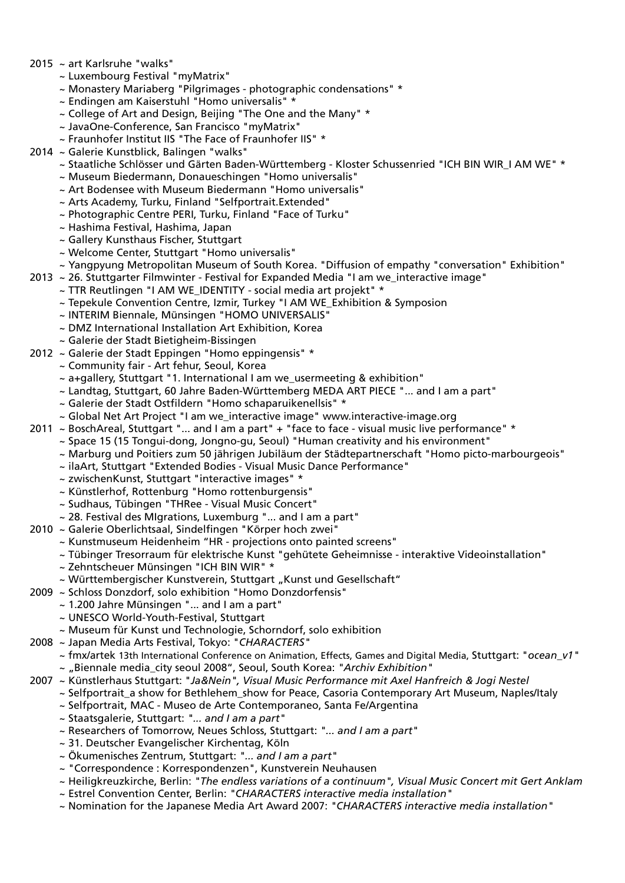2015 ~ art Karlsruhe "walks"
~ Luxembourg Festival "myMatrix"
~ Monastery Mariaberg "Pilgrimages - photographic condensations" *
~ Endingen am Kaiserstuhl "Homo universalis" *
~ College of Art and Design, Beijing "The One and the Many" *
~ JavaOne-Conference, San Francisco "myMatrix"
~ Fraunhofer Institut IIS "The Face of Fraunhofer IIS" *

2014 ~ Galerie Kunstblick, Balingen "walks"
~ Staatliche Schlösser und Gärten Baden-Württemberg - Kloster Schussenried "ICH BIN WIR_I AM WE" *
~ Museum Biedermann, Donaueschingen "Homo universalis"
~ Art Bodensee with Museum Biedermann "Homo universalis"
~ Arts Academy, Turku, Finland "Selfportrait.Extended"
~ Photographic Centre PERI, Turku, Finland "Face of Turku"
~ Hashima Festival, Hashima, Japan
~ Gallery Kunsthaus Fischer, Stuttgart
~ Welcome Center, Stuttgart "Homo universalis"
~ Yangpyung Metropolitan Museum of South Korea. "Diffusion of empathy "conversation" Exhibition"

2013 ~ 26. Stuttgarter Filmwinter - Festival for Expanded Media "I am we_interactive image"
~ TTR Reutlingen "I AM WE_IDENTITY - social media art projekt" *
~ Tepekule Convention Centre, Izmir, Turkey "I AM WE_Exhibition & Symposion
~ INTERIM Biennale, Münsingen "HOMO UNIVERSALIS"
~ DMZ International Installation Art Exhibition, Korea
~ Galerie der Stadt Bietigheim-Bissingen

2012 ~ Galerie der Stadt Eppingen "Homo eppingensis" *
~ Community fair - Art fehur, Seoul, Korea
~ a+gallery, Stuttgart "1. International I am we_usermeeting & exhibition"
~ Landtag, Stuttgart, 60 Jahre Baden-Württemberg MEDA ART PIECE "... and I am a part"
~ Galerie der Stadt Ostfildern "Homo schaparuikenellsis" *
~ Global Net Art Project "I am we_interactive image" www.interactive-image.org

2011 ~ BoschAreal, Stuttgart "... and I am a part" + "face to face - visual music live performance" *
~ Space 15 (15 Tongui-dong, Jongno-gu, Seoul) "Human creativity and his environment"
~ Marburg und Poitiers zum 50 jährigen Jubiläum der Städtepartnerschaft "Homo picto-marbourgeois"
~ ilaArt, Stuttgart "Extended Bodies - Visual Music Dance Performance"
~ zwischenKunst, Stuttgart "interactive images" *
~ Künstlerhof, Rottenburg "Homo rottenburgensis"
~ Sudhaus, Tübingen "THRee - Visual Music Concert"
~ 28. Festival des MIgrations, Luxemburg "... and I am a part"

2010 ~ Galerie Oberlichtsaal, Sindelfingen "Körper hoch zwei"
~ Kunstmuseum Heidenheim "HR - projections onto painted screens"
~ Tübinger Tresorraum für elektrische Kunst "gehütete Geheimnisse - interaktive Videoinstallation"
~ Zehntscheuer Münsingen "ICH BIN WIR" *
~ Württembergischer Kunstverein, Stuttgart „Kunst und Gesellschaft“

2009 ~ Schloss Donzdorf, solo exhibition "Homo Donzdorfensis"
~ 1.200 Jahre Münsingen "... and I am a part"
~ UNESCO World-Youth-Festival, Stuttgart
~ Museum für Kunst und Technologie, Schorndorf, solo exhibition

2008 ~ Japan Media Arts Festival, Tokyo: "*CHARACTERS*"
~ fmx/artek 13th International Conference on Animation, Effects, Games and Digital Media, Stuttgart: "*ocean_v1*"
~ „Biennale media_city seoul 2008“, Seoul, South Korea: "*Archiv Exhibition*"

2007 ~ Künstlerhaus Stuttgart: "*Ja&Nein", Visual Music Performance mit Axel Hanfreich & Jogi Nestel*
~ Selfportrait_a show for Bethlehem_show for Peace, Casoria Contemporary Art Museum, Naples/Italy
~ Selfportrait, MAC - Museo de Arte Contemporaneo, Santa Fe/Argentina
~ Staatsgalerie, Stuttgart: "*... and I am a part*"
~ Researchers of Tomorrow, Neues Schloss, Stuttgart: "*... and I am a part*"
~ 31. Deutscher Evangelischer Kirchentag, Köln
~ Ökumenisches Zentrum, Stuttgart: "*... and I am a part*"
~ "Correspondence : Korrespondenzen", Kunstverein Neuhausen
~ Heiligkreuzkirche, Berlin: "*The endless variations of a continuum", Visual Music Concert mit Gert Anklam*
~ Estrel Convention Center, Berlin: "*CHARACTERS interactive media installation*"
~ Nomination for the Japanese Media Art Award 2007: "*CHARACTERS interactive media installation*"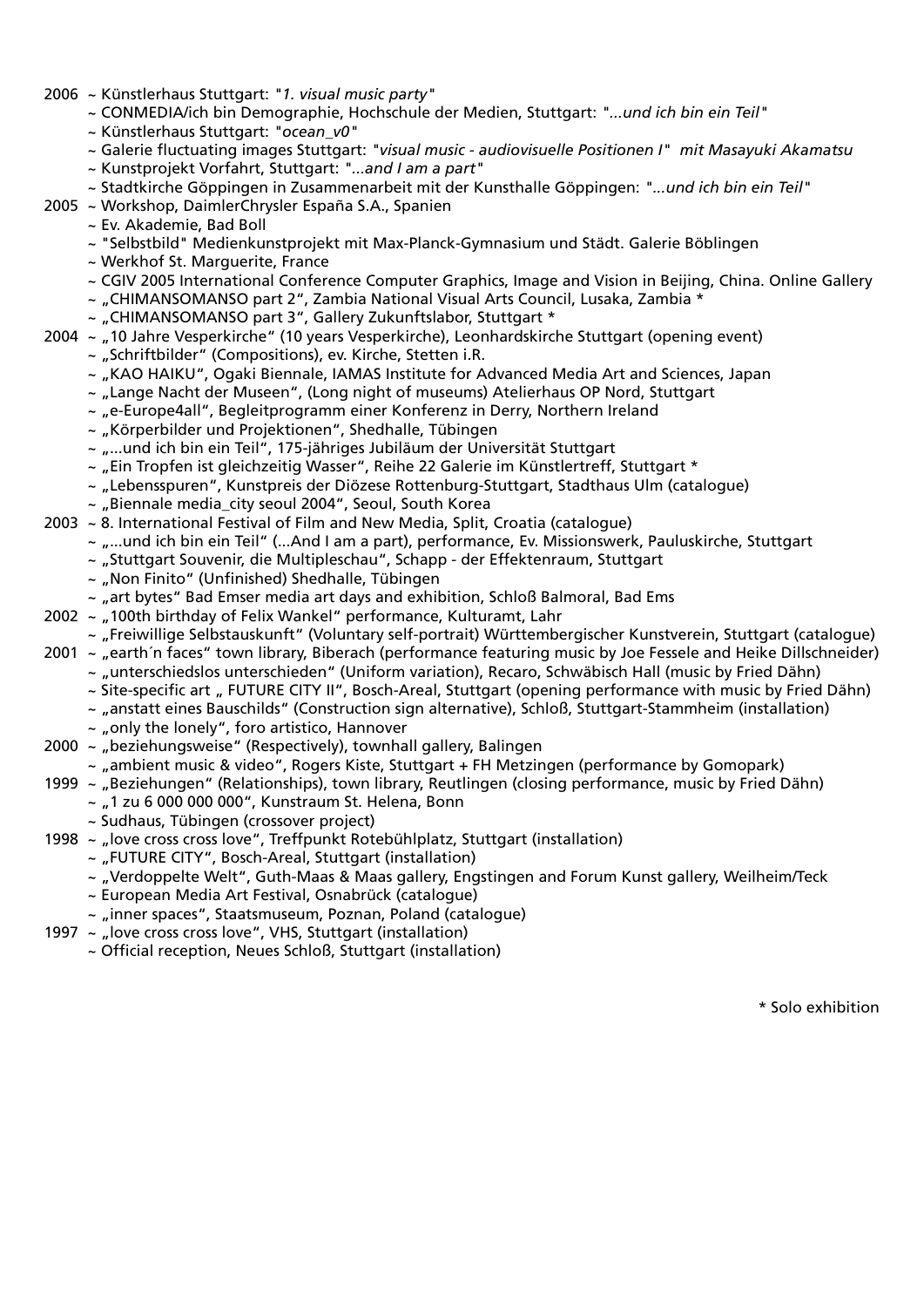2006 ~ Künstlerhaus Stuttgart: *"1. visual music party"*
~ CONMEDIA/ich bin Demographie, Hochschule der Medien, Stuttgart: *"...und ich bin ein Teil"*
~ Künstlerhaus Stuttgart: *"ocean_v0"*
~ Galerie fluctuating images Stuttgart: *"visual music - audiovisuelle Positionen I" mit Masayuki Akamatsu*
~ Kunstprojekt Vorfahrt, Stuttgart: *"...and I am a part"*
~ Stadtkirche Göppingen in Zusammenarbeit mit der Kunsthalle Göppingen: *"...und ich bin ein Teil"*

2005 ~ Workshop, DaimlerChrysler España S.A., Spanien
~ Ev. Akademie, Bad Boll
~ "Selbstbild" Medienkunstprojekt mit Max-Planck-Gymnasium und Städt. Galerie Böblingen
~ Werkhof St. Marguerite, France
~ CGIV 2005 International Conference Computer Graphics, Image and Vision in Beijing, China. Online Gallery
~ „CHIMANSOMANSO part 2“, Zambia National Visual Arts Council, Lusaka, Zambia *
~ „CHIMANSOMANSO part 3“, Gallery Zukunftslabor, Stuttgart *

2004 ~ „10 Jahre Vesperkirche“ (10 years Vesperkirche), Leonhardskirche Stuttgart (opening event)
~ „Schriftbilder“ (Compositions), ev. Kirche, Stetten i.R.
~ „KAO HAIKU“, Ogaki Biennale, IAMAS Institute for Advanced Media Art and Sciences, Japan
~ „Lange Nacht der Museen“, (Long night of museums) Atelierhaus OP Nord, Stuttgart
~ „e-Europe4all“, Begleitprogramm einer Konferenz in Derry, Northern Ireland
~ „Körperbilder und Projektionen“, Shedhalle, Tübingen
~ „...und ich bin ein Teil“, 175-jähriges Jubiläum der Universität Stuttgart
~ „Ein Tropfen ist gleichzeitig Wasser“, Reihe 22 Galerie im Künstlertreff, Stuttgart *
~ „Lebensspuren“, Kunstpreis der Diözese Rottenburg-Stuttgart, Stadthaus Ulm (catalogue)
~ „Biennale media_city seoul 2004“, Seoul, South Korea

2003 ~ 8. International Festival of Film and New Media, Split, Croatia (catalogue)
~ „...und ich bin ein Teil“ (...And I am a part), performance, Ev. Missionswerk, Pauluskirche, Stuttgart
~ „Stuttgart Souvenir, die Multipleschau“, Schapp - der Effektenraum, Stuttgart
~ „Non Finito“ (Unfinished) Shedhalle, Tübingen
~ „art bytes“ Bad Emser media art days and exhibition, Schloß Balmoral, Bad Ems

2002 ~ „100th birthday of Felix Wankel“ performance, Kulturamt, Lahr
~ „Freiwillige Selbstauskunft“ (Voluntary self-portrait) Württembergischer Kunstverein, Stuttgart (catalogue)

2001 ~ „earth´n faces“ town library, Biberach (performance featuring music by Joe Fessele and Heike Dillschneider)
~ „unterschiedslos unterschieden“ (Uniform variation), Recaro, Schwäbisch Hall (music by Fried Dähn)
~ Site-specific art „ FUTURE CITY II“, Bosch-Areal, Stuttgart (opening performance with music by Fried Dähn)
~ „anstatt eines Bauschilds“ (Construction sign alternative), Schloß, Stuttgart-Stammheim (installation)
~ „only the lonely“, foro artistico, Hannover

2000 ~ „beziehungsweise“ (Respectively), townhall gallery, Balingen
~ „ambient music & video“, Rogers Kiste, Stuttgart + FH Metzingen (performance by Gomopark)

1999 ~ „Beziehungen“ (Relationships), town library, Reutlingen (closing performance, music by Fried Dähn)
~ „1 zu 6 000 000 000“, Kunstraum St. Helena, Bonn
~ Sudhaus, Tübingen (crossover project)

1998 ~ „love cross cross love“, Treffpunkt Rotebühlplatz, Stuttgart (installation)
~ „FUTURE CITY“, Bosch-Areal, Stuttgart (installation)
~ „Verdoppelte Welt“, Guth-Maas & Maas gallery, Engstingen and Forum Kunst gallery, Weilheim/Teck
~ European Media Art Festival, Osnabrück (catalogue)
~ „inner spaces“, Staatsmuseum, Poznan, Poland (catalogue)

1997 ~ „love cross cross love“, VHS, Stuttgart (installation)
~ Official reception, Neues Schloß, Stuttgart (installation)

* Solo exhibition